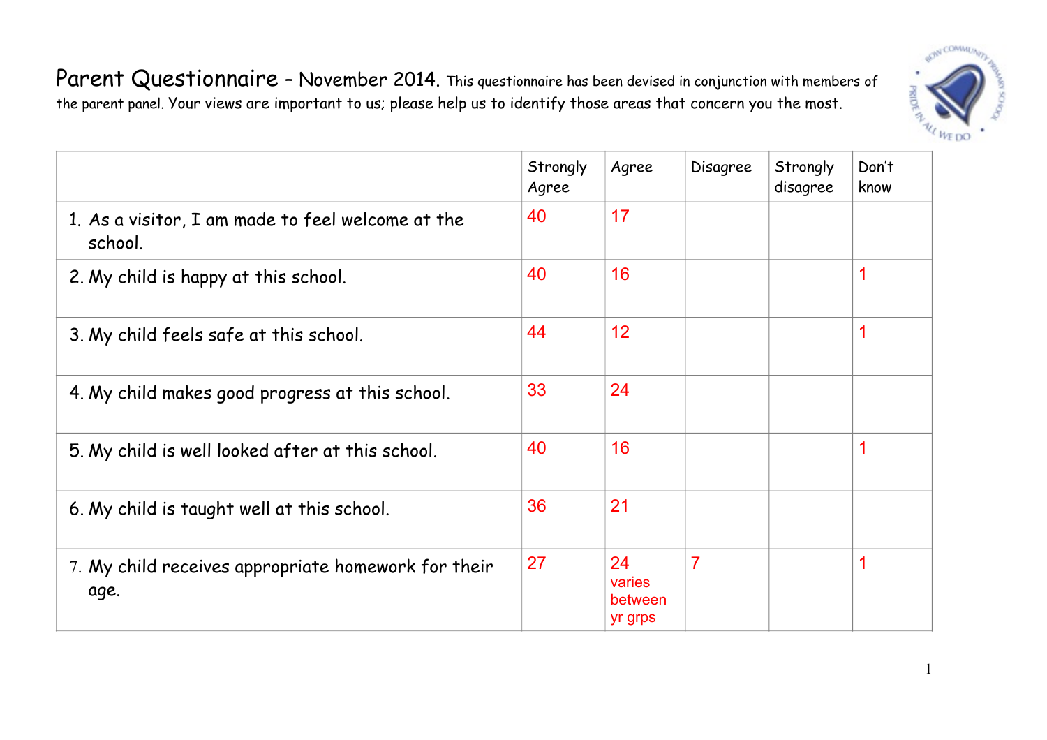# Parent Questionnaire – November 2014.

This questionnaire has been devised in conjunction with members of the parent panel. Your views are important to us; please help us to identify those areas that concern you the most.

| | Strongly Agree | Agree | Disagree | Strongly disagree | Don't know |
|---|---|---|---|---|---|
| 1. As a visitor, I am made to feel welcome at the school. | 40 | 17 | | | |
| 2. My child is happy at this school. | 40 | 16 | | | 1 |
| 3. My child feels safe at this school. | 44 | 12 | | | 1 |
| 4. My child makes good progress at this school. | 33 | 24 | | | |
| 5. My child is well looked after at this school. | 40 | 16 | | | 1 |
| 6. My child is taught well at this school. | 36 | 21 | | | |
| 7. My child receives appropriate homework for their age. | 27 | 24 varies between yr grps | 7 | | 1 |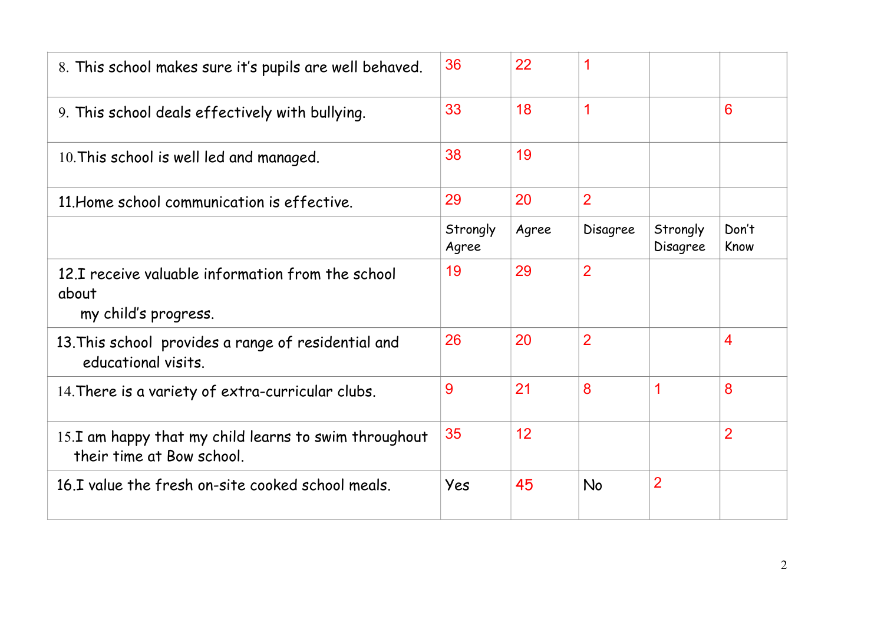| | | | | | |
|---|---|---|---|---|---|
| 8. This school makes sure it's pupils are well behaved. | 36 | 22 | 1 | | |
| 9. This school deals effectively with bullying. | 33 | 18 | 1 | | 6 |
| 10. This school is well led and managed. | 38 | 19 | | | |
| 11. Home school communication is effective. | 29 | 20 | 2 | | |
| | Strongly Agree | Agree | Disagree | Strongly Disagree | Don't Know |
| 12. I receive valuable information from the school about my child's progress. | 19 | 29 | 2 | | |
| 13. This school provides a range of residential and educational visits. | 26 | 20 | 2 | | 4 |
| 14. There is a variety of extra-curricular clubs. | 9 | 21 | 8 | 1 | 8 |
| 15. I am happy that my child learns to swim throughout their time at Bow school. | 35 | 12 | | | 2 |
| 16. I value the fresh on-site cooked school meals. | Yes | 45 | No | 2 | |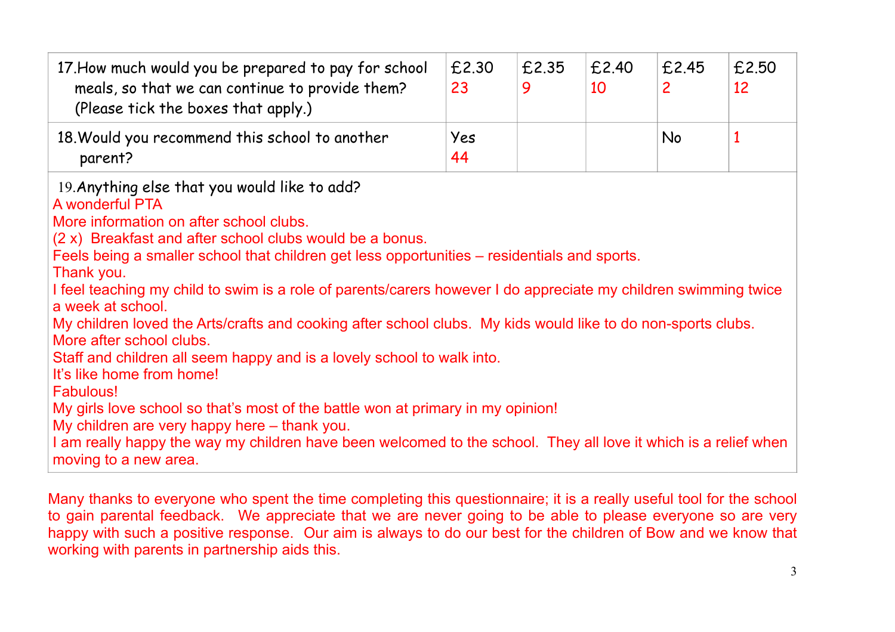| 17. How much would you be prepared to pay for school meals, so that we can continue to provide them? (Please tick the boxes that apply.) | £2.30 23 | £2.35 9 | £2.40 10 | £2.45 2 | £2.50 12 |
|---|---|---|---|---|---|
| 18. Would you recommend this school to another parent? | Yes 44 | | | No | 1 |

19. Anything else that you would like to add?

A wonderful PTA
More information on after school clubs.
(2 x) Breakfast and after school clubs would be a bonus.
Feels being a smaller school that children get less opportunities – residentials and sports.
Thank you.
I feel teaching my child to swim is a role of parents/carers however I do appreciate my children swimming twice a week at school.
My children loved the Arts/crafts and cooking after school clubs. My kids would like to do non-sports clubs.
More after school clubs.
Staff and children all seem happy and is a lovely school to walk into.
It's like home from home!
Fabulous!
My girls love school so that's most of the battle won at primary in my opinion!
My children are very happy here – thank you.
I am really happy the way my children have been welcomed to the school. They all love it which is a relief when moving to a new area.

Many thanks to everyone who spent the time completing this questionnaire; it is a really useful tool for the school to gain parental feedback. We appreciate that we are never going to be able to please everyone so are very happy with such a positive response. Our aim is always to do our best for the children of Bow and we know that working with parents in partnership aids this.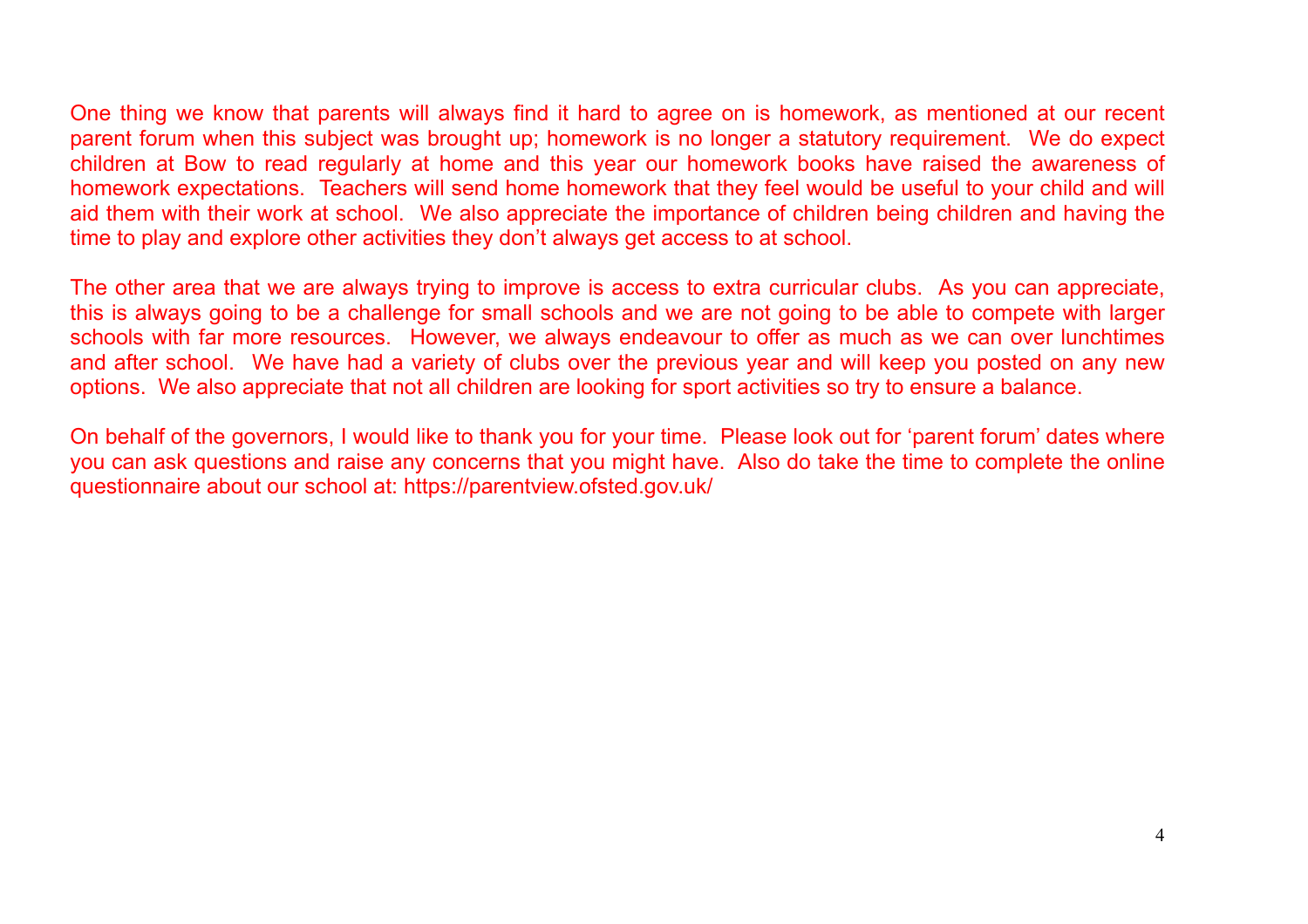One thing we know that parents will always find it hard to agree on is homework, as mentioned at our recent parent forum when this subject was brought up; homework is no longer a statutory requirement.  We do expect children at Bow to read regularly at home and this year our homework books have raised the awareness of homework expectations.  Teachers will send home homework that they feel would be useful to your child and will aid them with their work at school.  We also appreciate the importance of children being children and having the time to play and explore other activities they don't always get access to at school.

The other area that we are always trying to improve is access to extra curricular clubs.  As you can appreciate, this is always going to be a challenge for small schools and we are not going to be able to compete with larger schools with far more resources.  However, we always endeavour to offer as much as we can over lunchtimes and after school.  We have had a variety of clubs over the previous year and will keep you posted on any new options.  We also appreciate that not all children are looking for sport activities so try to ensure a balance.

On behalf of the governors, I would like to thank you for your time.  Please look out for 'parent forum' dates where you can ask questions and raise any concerns that you might have.  Also do take the time to complete the online questionnaire about our school at: https://parentview.ofsted.gov.uk/